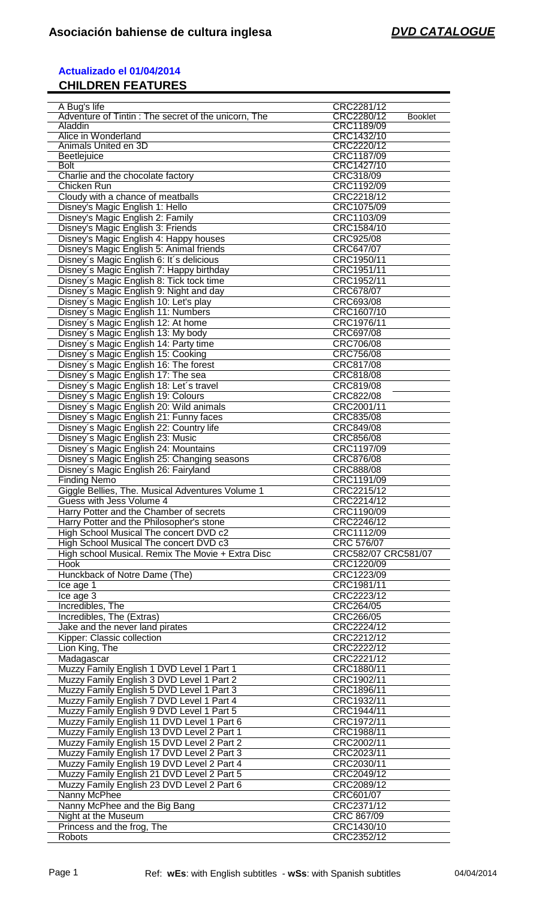# Asociación bahiense de cultura inglesa

***DVD CATALOGUE***

**Actualizado el 01/04/2014**

## CHILDREN FEATURES

| Title | Code |
|---|---|
| A Bug's life | CRC2281/12 |
| Adventure of Tintin : The secret of the unicorn, The | CRC2280/12 Booklet |
| Aladdin | CRC1189/09 |
| Alice in Wonderland | CRC1432/10 |
| Animals United en 3D | CRC2220/12 |
| Beetlejuice | CRC1187/09 |
| Bolt | CRC1427/10 |
| Charlie and the chocolate factory | CRC318/09 |
| Chicken Run | CRC1192/09 |
| Cloudy with a chance of meatballs | CRC2218/12 |
| Disney's Magic English 1: Hello | CRC1075/09 |
| Disney's Magic English 2: Family | CRC1103/09 |
| Disney's Magic English 3: Friends | CRC1584/10 |
| Disney's Magic English 4: Happy houses | CRC925/08 |
| Disney's Magic English 5: Animal friends | CRC647/07 |
| Disney´s Magic English 6: It´s delicious | CRC1950/11 |
| Disney´s Magic English 7: Happy birthday | CRC1951/11 |
| Disney´s Magic English 8: Tick tock time | CRC1952/11 |
| Disney´s Magic English 9: Night and day | CRC678/07 |
| Disney´s Magic English 10: Let's play | CRC693/08 |
| Disney´s Magic English 11: Numbers | CRC1607/10 |
| Disney´s Magic English 12: At home | CRC1976/11 |
| Disney´s Magic English 13: My body | CRC697/08 |
| Disney´s Magic English 14: Party time | CRC706/08 |
| Disney´s Magic English 15: Cooking | CRC756/08 |
| Disney´s Magic English 16: The forest | CRC817/08 |
| Disney´s Magic English 17: The sea | CRC818/08 |
| Disney´s Magic English 18: Let´s travel | CRC819/08 |
| Disney´s Magic English 19: Colours | CRC822/08 |
| Disney´s Magic English 20: Wild animals | CRC2001/11 |
| Disney´s Magic English 21: Funny faces | CRC835/08 |
| Disney´s Magic English 22: Country life | CRC849/08 |
| Disney´s Magic English 23: Music | CRC856/08 |
| Disney´s Magic English 24: Mountains | CRC1197/09 |
| Disney´s Magic English 25: Changing seasons | CRC876/08 |
| Disney´s Magic English 26: Fairyland | CRC888/08 |
| Finding Nemo | CRC1191/09 |
| Giggle Bellies, The. Musical Adventures Volume 1 | CRC2215/12 |
| Guess with Jess Volume 4 | CRC2214/12 |
| Harry Potter and the Chamber of secrets | CRC1190/09 |
| Harry Potter and the Philosopher's stone | CRC2246/12 |
| High School Musical The concert DVD c2 | CRC1112/09 |
| High School Musical The concert DVD c3 | CRC 576/07 |
| High school Musical. Remix The Movie + Extra Disc | CRC582/07 CRC581/07 |
| Hook | CRC1220/09 |
| Hunckback of Notre Dame (The) | CRC1223/09 |
| Ice age 1 | CRC1981/11 |
| Ice age 3 | CRC2223/12 |
| Incredibles, The | CRC264/05 |
| Incredibles, The (Extras) | CRC266/05 |
| Jake and the never land pirates | CRC2224/12 |
| Kipper: Classic collection | CRC2212/12 |
| Lion King, The | CRC2222/12 |
| Madagascar | CRC2221/12 |
| Muzzy Family English 1 DVD Level 1 Part 1 | CRC1880/11 |
| Muzzy Family English 3 DVD Level 1 Part 2 | CRC1902/11 |
| Muzzy Family English 5 DVD Level 1 Part 3 | CRC1896/11 |
| Muzzy Family English 7 DVD Level 1 Part 4 | CRC1932/11 |
| Muzzy Family English 9 DVD Level 1 Part 5 | CRC1944/11 |
| Muzzy Family English 11 DVD Level 1 Part 6 | CRC1972/11 |
| Muzzy Family English 13 DVD Level 2 Part 1 | CRC1988/11 |
| Muzzy Family English 15 DVD Level 2 Part 2 | CRC2002/11 |
| Muzzy Family English 17 DVD Level 2 Part 3 | CRC2023/11 |
| Muzzy Family English 19 DVD Level 2 Part 4 | CRC2030/11 |
| Muzzy Family English 21 DVD Level 2 Part 5 | CRC2049/12 |
| Muzzy Family English 23 DVD Level 2 Part 6 | CRC2089/12 |
| Nanny McPhee | CRC601/07 |
| Nanny McPhee and the Big Bang | CRC2371/12 |
| Night at the Museum | CRC 867/09 |
| Princess and the frog, The | CRC1430/10 |
| Robots | CRC2352/12 |

Ref: **wEs**: with English subtitles - **wSs**: with Spanish subtitles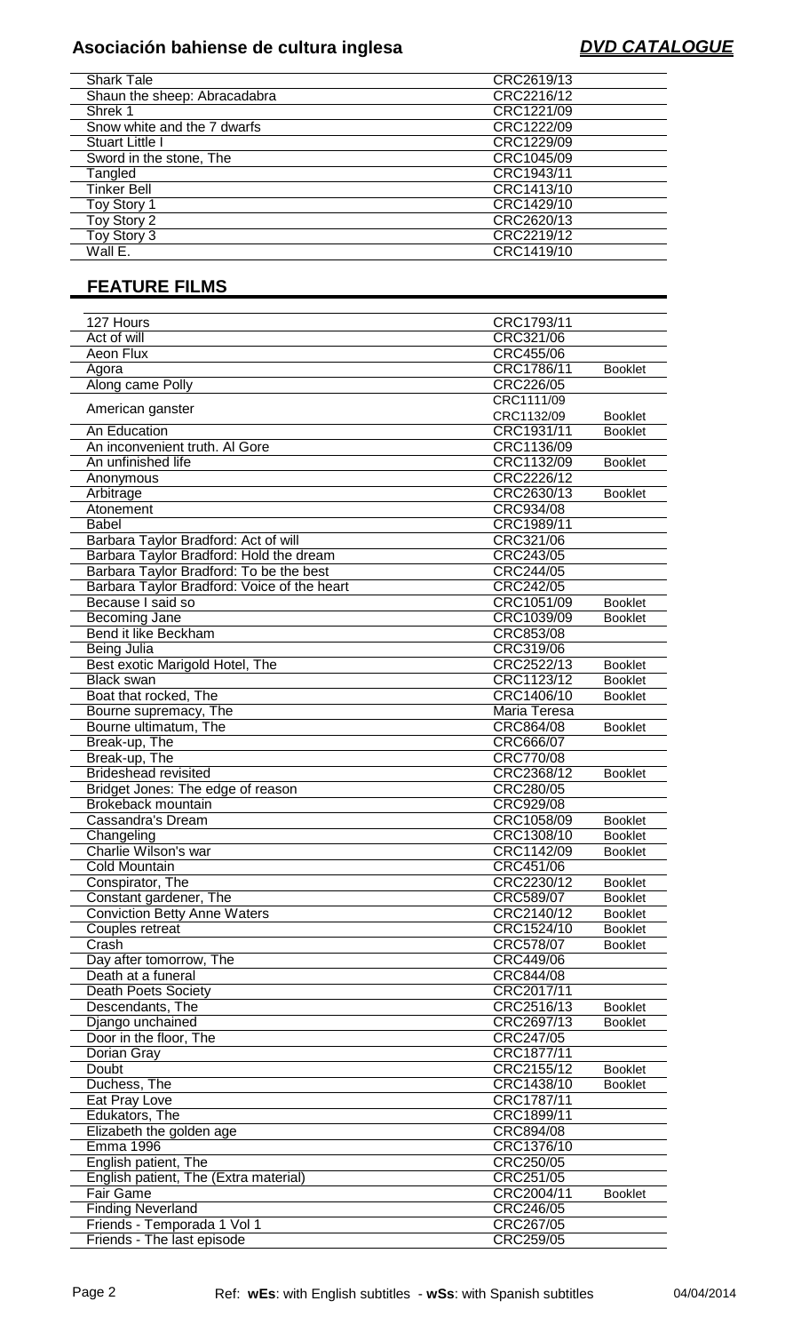| | | |
|---|---|---|
| Shark Tale | CRC2619/13 | |
| Shaun the sheep: Abracadabra | CRC2216/12 | |
| Shrek 1 | CRC1221/09 | |
| Snow white and the 7 dwarfs | CRC1222/09 | |
| Stuart Little I | CRC1229/09 | |
| Sword in the stone, The | CRC1045/09 | |
| Tangled | CRC1943/11 | |
| Tinker Bell | CRC1413/10 | |
| Toy Story 1 | CRC1429/10 | |
| Toy Story 2 | CRC2620/13 | |
| Toy Story 3 | CRC2219/12 | |
| Wall E. | CRC1419/10 | |

## FEATURE FILMS

| | | |
|---|---|---|
| 127 Hours | CRC1793/11 | |
| Act of will | CRC321/06 | |
| Aeon Flux | CRC455/06 | |
| Agora | CRC1786/11 | Booklet |
| Along came Polly | CRC226/05 | |
| American ganster | CRC1111/09 | |
| | CRC1132/09 | Booklet |
| An Education | CRC1931/11 | Booklet |
| An inconvenient truth. Al Gore | CRC1136/09 | |
| An unfinished life | CRC1132/09 | Booklet |
| Anonymous | CRC2226/12 | |
| Arbitrage | CRC2630/13 | Booklet |
| Atonement | CRC934/08 | |
| Babel | CRC1989/11 | |
| Barbara Taylor Bradford: Act of will | CRC321/06 | |
| Barbara Taylor Bradford: Hold the dream | CRC243/05 | |
| Barbara Taylor Bradford: To be the best | CRC244/05 | |
| Barbara Taylor Bradford: Voice of the heart | CRC242/05 | |
| Because I said so | CRC1051/09 | Booklet |
| Becoming Jane | CRC1039/09 | Booklet |
| Bend it like Beckham | CRC853/08 | |
| Being Julia | CRC319/06 | |
| Best exotic Marigold Hotel, The | CRC2522/13 | Booklet |
| Black swan | CRC1123/12 | Booklet |
| Boat that rocked, The | CRC1406/10 | Booklet |
| Bourne supremacy, The | Maria Teresa | |
| Bourne ultimatum, The | CRC864/08 | Booklet |
| Break-up, The | CRC666/07 | |
| Break-up, The | CRC770/08 | |
| Brideshead revisited | CRC2368/12 | Booklet |
| Bridget Jones: The edge of reason | CRC280/05 | |
| Brokeback mountain | CRC929/08 | |
| Cassandra's Dream | CRC1058/09 | Booklet |
| Changeling | CRC1308/10 | Booklet |
| Charlie Wilson's war | CRC1142/09 | Booklet |
| Cold Mountain | CRC451/06 | |
| Conspirator, The | CRC2230/12 | Booklet |
| Constant gardener, The | CRC589/07 | Booklet |
| Conviction Betty Anne Waters | CRC2140/12 | Booklet |
| Couples retreat | CRC1524/10 | Booklet |
| Crash | CRC578/07 | Booklet |
| Day after tomorrow, The | CRC449/06 | |
| Death at a funeral | CRC844/08 | |
| Death Poets Society | CRC2017/11 | |
| Descendants, The | CRC2516/13 | Booklet |
| Django unchained | CRC2697/13 | Booklet |
| Door in the floor, The | CRC247/05 | |
| Dorian Gray | CRC1877/11 | |
| Doubt | CRC2155/12 | Booklet |
| Duchess, The | CRC1438/10 | Booklet |
| Eat Pray Love | CRC1787/11 | |
| Edukators, The | CRC1899/11 | |
| Elizabeth the golden age | CRC894/08 | |
| Emma 1996 | CRC1376/10 | |
| English patient, The | CRC250/05 | |
| English patient, The (Extra material) | CRC251/05 | |
| Fair Game | CRC2004/11 | Booklet |
| Finding Neverland | CRC246/05 | |
| Friends - Temporada 1 Vol 1 | CRC267/05 | |
| Friends - The last episode | CRC259/05 | |

Ref: **wEs**: with English subtitles - **wSs**: with Spanish subtitles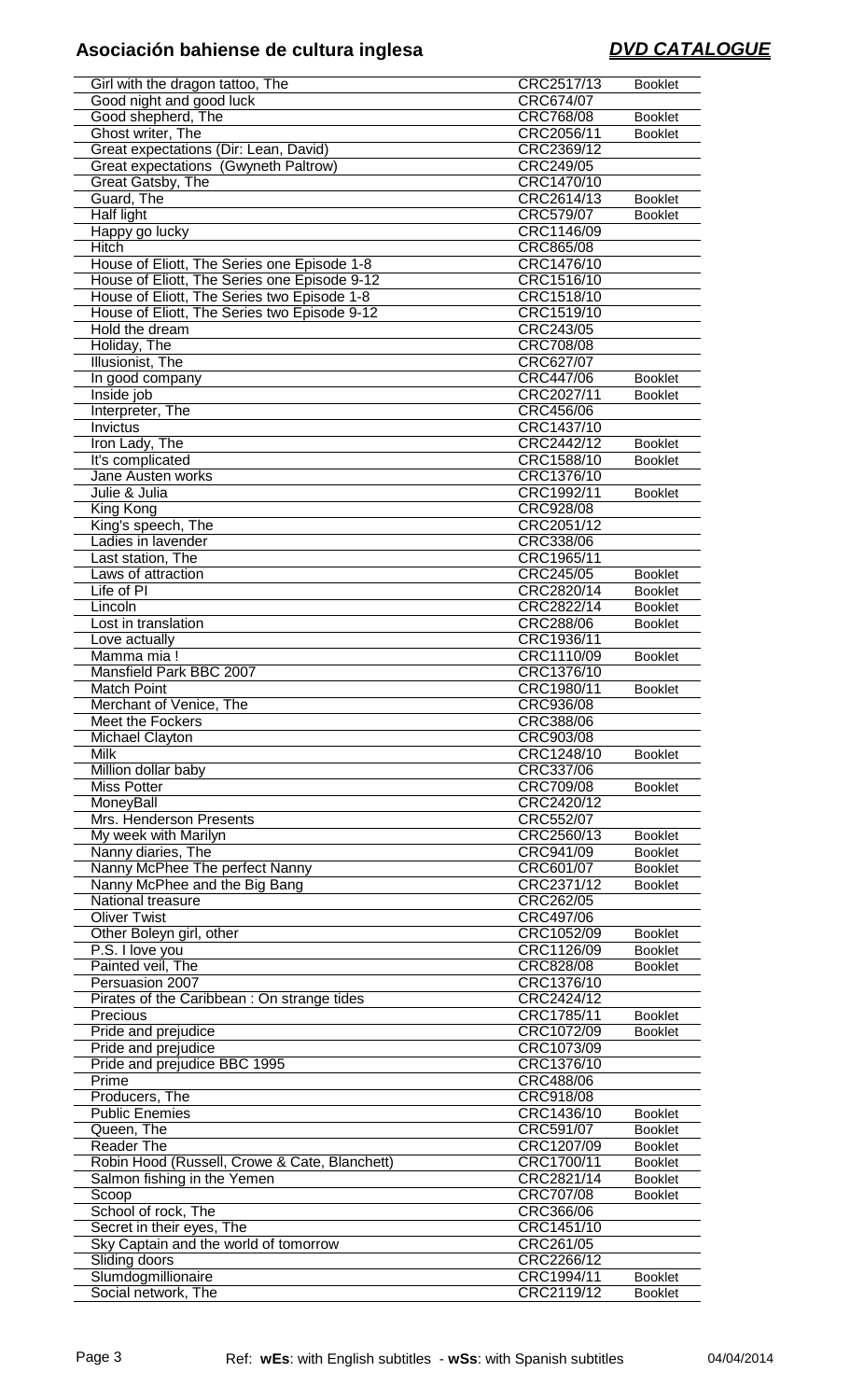# Asociación bahiense de cultura inglesa

***DVD CATALOGUE***

| Title | Code | |
|---|---|---|
| Girl with the dragon tattoo, The | CRC2517/13 | Booklet |
| Good night and good luck | CRC674/07 | |
| Good shepherd, The | CRC768/08 | Booklet |
| Ghost writer, The | CRC2056/11 | Booklet |
| Great expectations (Dir: Lean, David) | CRC2369/12 | |
| Great expectations (Gwyneth Paltrow) | CRC249/05 | |
| Great Gatsby, The | CRC1470/10 | |
| Guard, The | CRC2614/13 | Booklet |
| Half light | CRC579/07 | Booklet |
| Happy go lucky | CRC1146/09 | |
| Hitch | CRC865/08 | |
| House of Eliott, The Series one Episode 1-8 | CRC1476/10 | |
| House of Eliott, The Series one Episode 9-12 | CRC1516/10 | |
| House of Eliott, The Series two Episode 1-8 | CRC1518/10 | |
| House of Eliott, The Series two Episode 9-12 | CRC1519/10 | |
| Hold the dream | CRC243/05 | |
| Holiday, The | CRC708/08 | |
| Illusionist, The | CRC627/07 | |
| In good company | CRC447/06 | Booklet |
| Inside job | CRC2027/11 | Booklet |
| Interpreter, The | CRC456/06 | |
| Invictus | CRC1437/10 | |
| Iron Lady, The | CRC2442/12 | Booklet |
| It's complicated | CRC1588/10 | Booklet |
| Jane Austen works | CRC1376/10 | |
| Julie & Julia | CRC1992/11 | Booklet |
| King Kong | CRC928/08 | |
| King's speech, The | CRC2051/12 | |
| Ladies in lavender | CRC338/06 | |
| Last station, The | CRC1965/11 | |
| Laws of attraction | CRC245/05 | Booklet |
| Life of PI | CRC2820/14 | Booklet |
| Lincoln | CRC2822/14 | Booklet |
| Lost in translation | CRC288/06 | Booklet |
| Love actually | CRC1936/11 | |
| Mamma mia ! | CRC1110/09 | Booklet |
| Mansfield Park BBC 2007 | CRC1376/10 | |
| Match Point | CRC1980/11 | Booklet |
| Merchant of Venice, The | CRC936/08 | |
| Meet the Fockers | CRC388/06 | |
| Michael Clayton | CRC903/08 | |
| Milk | CRC1248/10 | Booklet |
| Million dollar baby | CRC337/06 | |
| Miss Potter | CRC709/08 | Booklet |
| MoneyBall | CRC2420/12 | |
| Mrs. Henderson Presents | CRC552/07 | |
| My week with Marilyn | CRC2560/13 | Booklet |
| Nanny diaries, The | CRC941/09 | Booklet |
| Nanny McPhee The perfect Nanny | CRC601/07 | Booklet |
| Nanny McPhee and the Big Bang | CRC2371/12 | Booklet |
| National treasure | CRC262/05 | |
| Oliver Twist | CRC497/06 | |
| Other Boleyn girl, other | CRC1052/09 | Booklet |
| P.S. I love you | CRC1126/09 | Booklet |
| Painted veil, The | CRC828/08 | Booklet |
| Persuasion 2007 | CRC1376/10 | |
| Pirates of the Caribbean : On strange tides | CRC2424/12 | |
| Precious | CRC1785/11 | Booklet |
| Pride and prejudice | CRC1072/09 | Booklet |
| Pride and prejudice | CRC1073/09 | |
| Pride and prejudice BBC 1995 | CRC1376/10 | |
| Prime | CRC488/06 | |
| Producers, The | CRC918/08 | |
| Public Enemies | CRC1436/10 | Booklet |
| Queen, The | CRC591/07 | Booklet |
| Reader The | CRC1207/09 | Booklet |
| Robin Hood (Russell, Crowe & Cate, Blanchett) | CRC1700/11 | Booklet |
| Salmon fishing in the Yemen | CRC2821/14 | Booklet |
| Scoop | CRC707/08 | Booklet |
| School of rock, The | CRC366/06 | |
| Secret in their eyes, The | CRC1451/10 | |
| Sky Captain and the world of tomorrow | CRC261/05 | |
| Sliding doors | CRC2266/12 | |
| Slumdogmillionaire | CRC1994/11 | Booklet |
| Social network, The | CRC2119/12 | Booklet |

Ref: **wEs**: with English subtitles - **wSs**: with Spanish subtitles

04/04/2014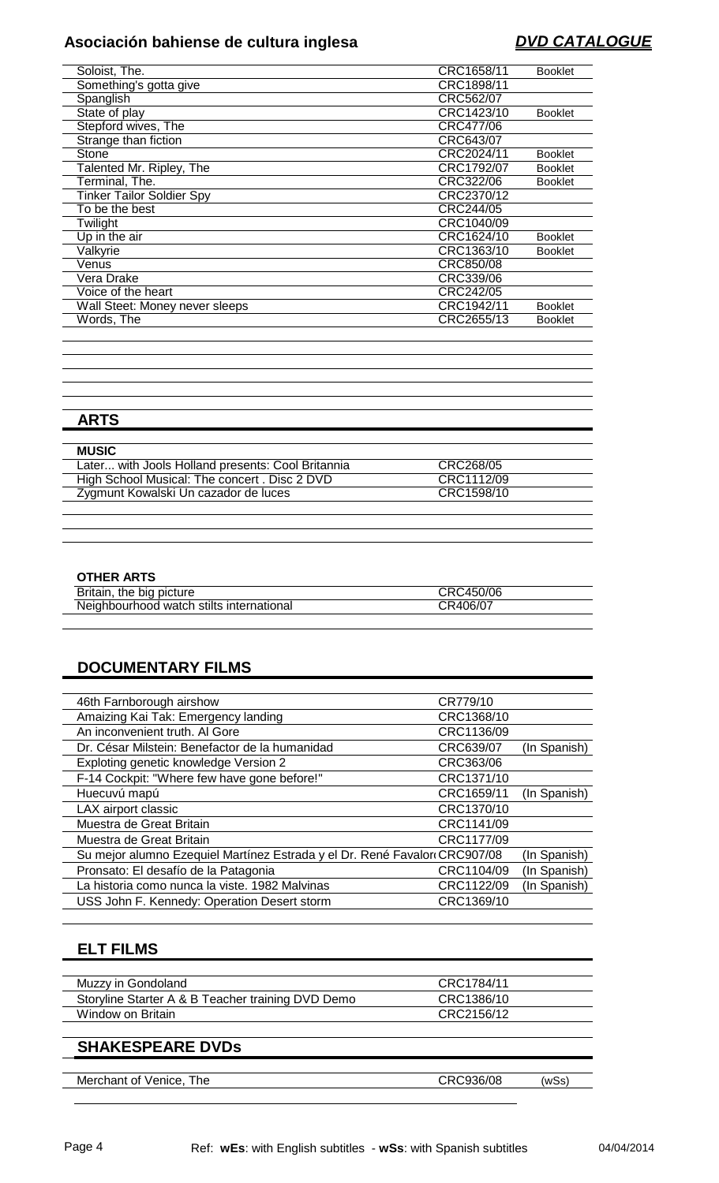| | | |
|---|---|---|
| Soloist, The. | CRC1658/11 | Booklet |
| Something's gotta give | CRC1898/11 | |
| Spanglish | CRC562/07 | |
| State of play | CRC1423/10 | Booklet |
| Stepford wives, The | CRC477/06 | |
| Strange than fiction | CRC643/07 | |
| Stone | CRC2024/11 | Booklet |
| Talented Mr. Ripley, The | CRC1792/07 | Booklet |
| Terminal, The. | CRC322/06 | Booklet |
| Tinker Tailor Soldier Spy | CRC2370/12 | |
| To be the best | CRC244/05 | |
| Twilight | CRC1040/09 | |
| Up in the air | CRC1624/10 | Booklet |
| Valkyrie | CRC1363/10 | Booklet |
| Venus | CRC850/08 | |
| Vera Drake | CRC339/06 | |
| Voice of the heart | CRC242/05 | |
| Wall Steet: Money never sleeps | CRC1942/11 | Booklet |
| Words, The | CRC2655/13 | Booklet |

## ARTS

### MUSIC

| | |
|---|---|
| Later... with Jools Holland presents: Cool Britannia | CRC268/05 |
| High School Musical: The concert . Disc 2 DVD | CRC1112/09 |
| Zygmunt Kowalski Un cazador de luces | CRC1598/10 |

### OTHER ARTS

| | |
|---|---|
| Britain, the big picture | CRC450/06 |
| Neighbourhood watch stilts international | CR406/07 |

## DOCUMENTARY FILMS

| | | |
|---|---|---|
| 46th Farnborough airshow | CR779/10 | |
| Amaizing Kai Tak: Emergency landing | CRC1368/10 | |
| An inconvenient truth. Al Gore | CRC1136/09 | |
| Dr. César Milstein: Benefactor de la humanidad | CRC639/07 | (In Spanish) |
| Exploting genetic knowledge Version 2 | CRC363/06 | |
| F-14 Cockpit: "Where few have gone before!" | CRC1371/10 | |
| Huecuvú mapú | CRC1659/11 | (In Spanish) |
| LAX airport classic | CRC1370/10 | |
| Muestra de Great Britain | CRC1141/09 | |
| Muestra de Great Britain | CRC1177/09 | |
| Su mejor alumno Ezequiel Martínez Estrada y el Dr. René Favalor | CRC907/08 | (In Spanish) |
| Pronsato: El desafío de la Patagonia | CRC1104/09 | (In Spanish) |
| La historia como nunca la viste. 1982 Malvinas | CRC1122/09 | (In Spanish) |
| USS John F. Kennedy: Operation Desert storm | CRC1369/10 | |

## ELT FILMS

| | |
|---|---|
| Muzzy in Gondoland | CRC1784/11 |
| Storyline Starter A & B Teacher training DVD Demo | CRC1386/10 |
| Window on Britain | CRC2156/12 |

## SHAKESPEARE DVDs

| | | |
|---|---|---|
| Merchant of Venice, The | CRC936/08 | (wSs) |

Ref: **wEs**: with English subtitles - **wSs**: with Spanish subtitles